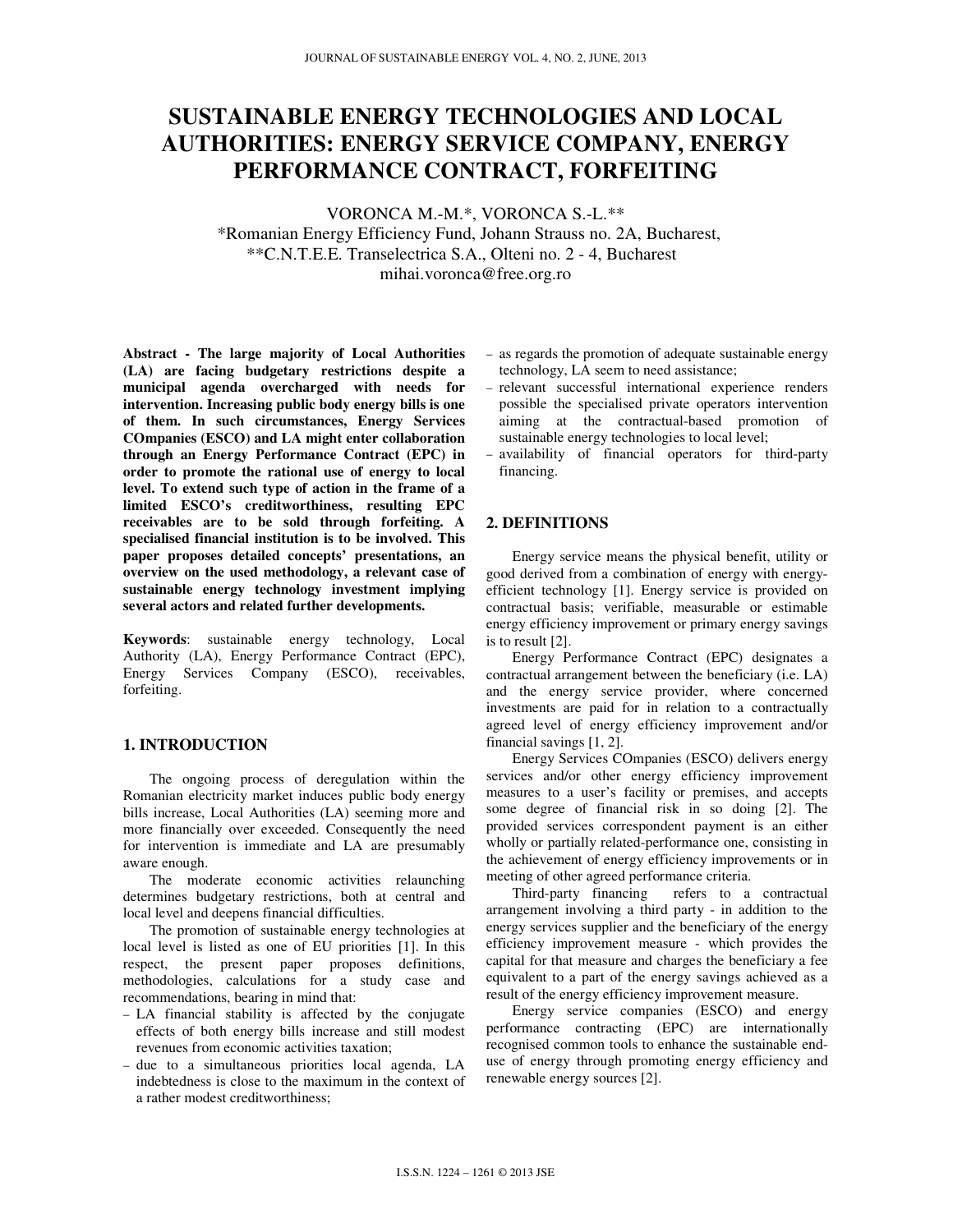# SUSTAINABLE ENERGY TECHNOLOGIES AND LOCAL AUTHORITIES: ENERGY SERVICE COMPANY, ENERGY PERFORMANCE CONTRACT, FORFEITING

VORONCA M.-M.*, VORONCA S.-L.**

*Romanian Energy Efficiency Fund, Johann Strauss no. 2A, Bucharest,
**C.N.T.E.E. Transelectrica S.A., Olteni no. 2 - 4, Bucharest
mihai.voronca@free.org.ro

**Abstract - The large majority of Local Authorities (LA) are facing budgetary restrictions despite a municipal agenda overcharged with needs for intervention. Increasing public body energy bills is one of them. In such circumstances, Energy Services COmpanies (ESCO) and LA might enter collaboration through an Energy Performance Contract (EPC) in order to promote the rational use of energy to local level. To extend such type of action in the frame of a limited ESCO's creditworthiness, resulting EPC receivables are to be sold through forfeiting. A specialised financial institution is to be involved. This paper proposes detailed concepts' presentations, an overview on the used methodology, a relevant case of sustainable energy technology investment implying several actors and related further developments.**

**Keywords**: sustainable energy technology, Local Authority (LA), Energy Performance Contract (EPC), Energy Services Company (ESCO), receivables, forfeiting.

## 1. INTRODUCTION

The ongoing process of deregulation within the Romanian electricity market induces public body energy bills increase, Local Authorities (LA) seeming more and more financially over exceeded. Consequently the need for intervention is immediate and LA are presumably aware enough.

The moderate economic activities relaunching determines budgetary restrictions, both at central and local level and deepens financial difficulties.

The promotion of sustainable energy technologies at local level is listed as one of EU priorities [1]. In this respect, the present paper proposes definitions, methodologies, calculations for a study case and recommendations, bearing in mind that:

- LA financial stability is affected by the conjugate effects of both energy bills increase and still modest revenues from economic activities taxation;
- due to a simultaneous priorities local agenda, LA indebtedness is close to the maximum in the context of a rather modest creditworthiness;
- as regards the promotion of adequate sustainable energy technology, LA seem to need assistance;
- relevant successful international experience renders possible the specialised private operators intervention aiming at the contractual-based promotion of sustainable energy technologies to local level;
- availability of financial operators for third-party financing.

## 2. DEFINITIONS

Energy service means the physical benefit, utility or good derived from a combination of energy with energy-efficient technology [1]. Energy service is provided on contractual basis; verifiable, measurable or estimable energy efficiency improvement or primary energy savings is to result [2].

Energy Performance Contract (EPC) designates a contractual arrangement between the beneficiary (i.e. LA) and the energy service provider, where concerned investments are paid for in relation to a contractually agreed level of energy efficiency improvement and/or financial savings [1, 2].

Energy Services COmpanies (ESCO) delivers energy services and/or other energy efficiency improvement measures to a user's facility or premises, and accepts some degree of financial risk in so doing [2]. The provided services correspondent payment is an either wholly or partially related-performance one, consisting in the achievement of energy efficiency improvements or in meeting of other agreed performance criteria.

Third-party financing refers to a contractual arrangement involving a third party - in addition to the energy services supplier and the beneficiary of the energy efficiency improvement measure - which provides the capital for that measure and charges the beneficiary a fee equivalent to a part of the energy savings achieved as a result of the energy efficiency improvement measure.

Energy service companies (ESCO) and energy performance contracting (EPC) are internationally recognised common tools to enhance the sustainable end-use of energy through promoting energy efficiency and renewable energy sources [2].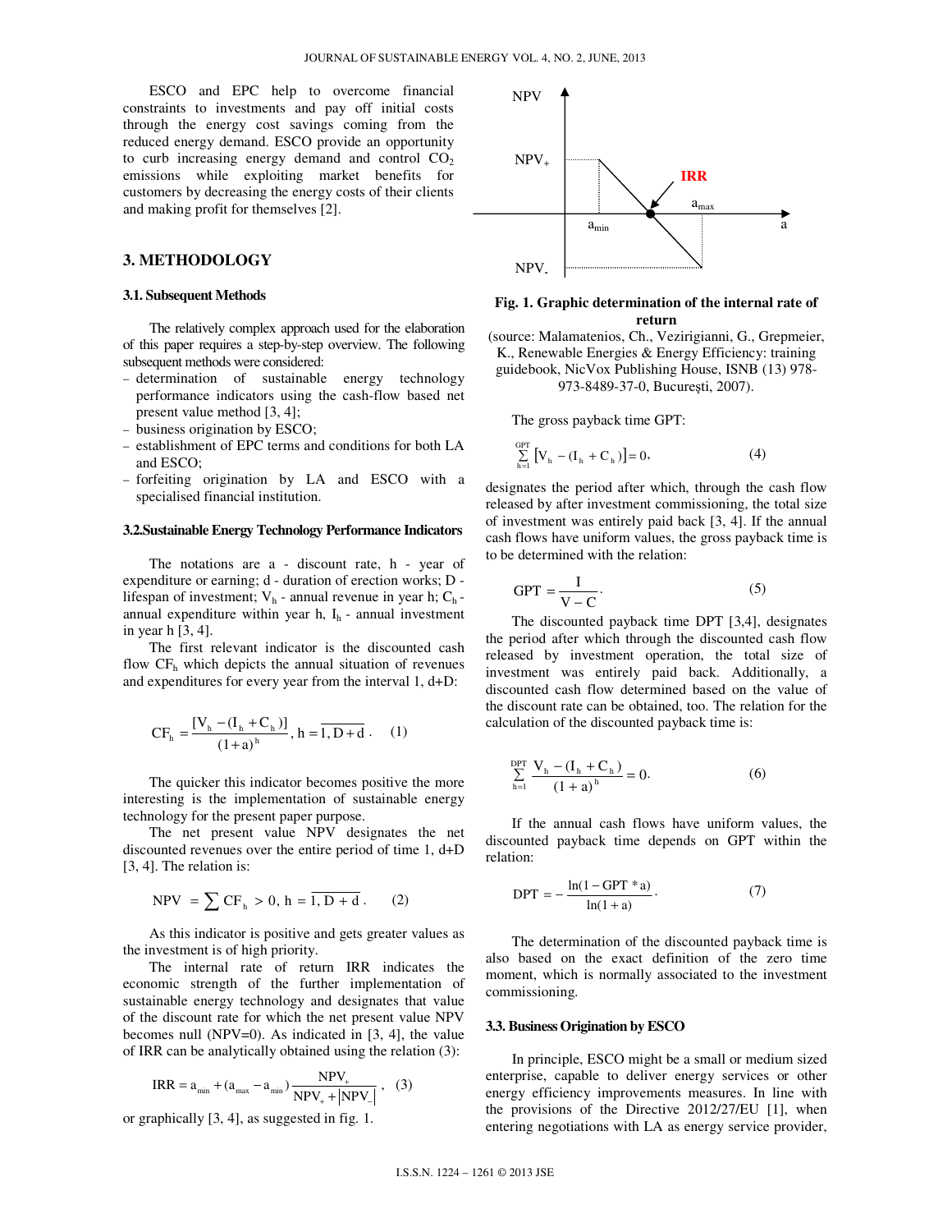ESCO and EPC help to overcome financial constraints to investments and pay off initial costs through the energy cost savings coming from the reduced energy demand. ESCO provide an opportunity to curb increasing energy demand and control $CO_2$ emissions while exploiting market benefits for customers by decreasing the energy costs of their clients and making profit for themselves [2].

## 3. METHODOLOGY

### 3.1. Subsequent Methods

The relatively complex approach used for the elaboration of this paper requires a step-by-step overview. The following subsequent methods were considered:

- determination of sustainable energy technology performance indicators using the cash-flow based net present value method [3, 4];
- business origination by ESCO;
- establishment of EPC terms and conditions for both LA and ESCO;
- forfeiting origination by LA and ESCO with a specialised financial institution.

### 3.2. Sustainable Energy Technology Performance Indicators

The notations are a - discount rate, h - year of expenditure or earning; d - duration of erection works; D - lifespan of investment; $V_h$ - annual revenue in year h; $C_h$ - annual expenditure within year h, $I_h$ - annual investment in year h [3, 4].

The first relevant indicator is the discounted cash flow $CF_h$ which depicts the annual situation of revenues and expenditures for every year from the interval 1, d+D:

$$CF_h = \frac{[V_h - (I_h + C_h)]}{(1+a)^h}, \; h = \overline{1, D+d}. \quad (1)$$

The quicker this indicator becomes positive the more interesting is the implementation of sustainable energy technology for the present paper purpose.

The net present value NPV designates the net discounted revenues over the entire period of time 1, d+D [3, 4]. The relation is:

$$NPV = \sum CF_h > 0, \; h = \overline{1, D+d}. \quad (2)$$

As this indicator is positive and gets greater values as the investment is of high priority.

The internal rate of return IRR indicates the economic strength of the further implementation of sustainable energy technology and designates that value of the discount rate for which the net present value NPV becomes null (NPV=0). As indicated in [3, 4], the value of IRR can be analytically obtained using the relation (3):

$$IRR = a_{min} + (a_{max} - a_{min}) \frac{NPV_+}{NPV_+ + |NPV_-|}, \quad (3)$$

or graphically [3, 4], as suggested in fig. 1.

**Fig. 1. Graphic determination of the internal rate of return**

(source: Malamatenios, Ch., Vezirigianni, G., Grepmeier, K., Renewable Energies & Energy Efficiency: training guidebook, NicVox Publishing House, ISNB (13) 978-973-8489-37-0, Bucureşti, 2007).

The gross payback time GPT:

$$\sum_{h=1}^{GPT} [V_h - (I_h + C_h)] = 0, \quad (4)$$

designates the period after which, through the cash flow released by after investment commissioning, the total size of investment was entirely paid back [3, 4]. If the annual cash flows have uniform values, the gross payback time is to be determined with the relation:

$$GPT = \frac{I}{V - C}. \quad (5)$$

The discounted payback time DPT [3,4], designates the period after which through the discounted cash flow released by investment operation, the total size of investment was entirely paid back. Additionally, a discounted cash flow determined based on the value of the discount rate can be obtained, too. The relation for the calculation of the discounted payback time is:

$$\sum_{h=1}^{DPT} \frac{V_h - (I_h + C_h)}{(1+a)^h} = 0. \quad (6)$$

If the annual cash flows have uniform values, the discounted payback time depends on GPT within the relation:

$$DPT = -\frac{\ln(1 - GPT * a)}{\ln(1+a)}. \quad (7)$$

The determination of the discounted payback time is also based on the exact definition of the zero time moment, which is normally associated to the investment commissioning.

### 3.3. Business Origination by ESCO

In principle, ESCO might be a small or medium sized enterprise, capable to deliver energy services or other energy efficiency improvements measures. In line with the provisions of the Directive 2012/27/EU [1], when entering negotiations with LA as energy service provider,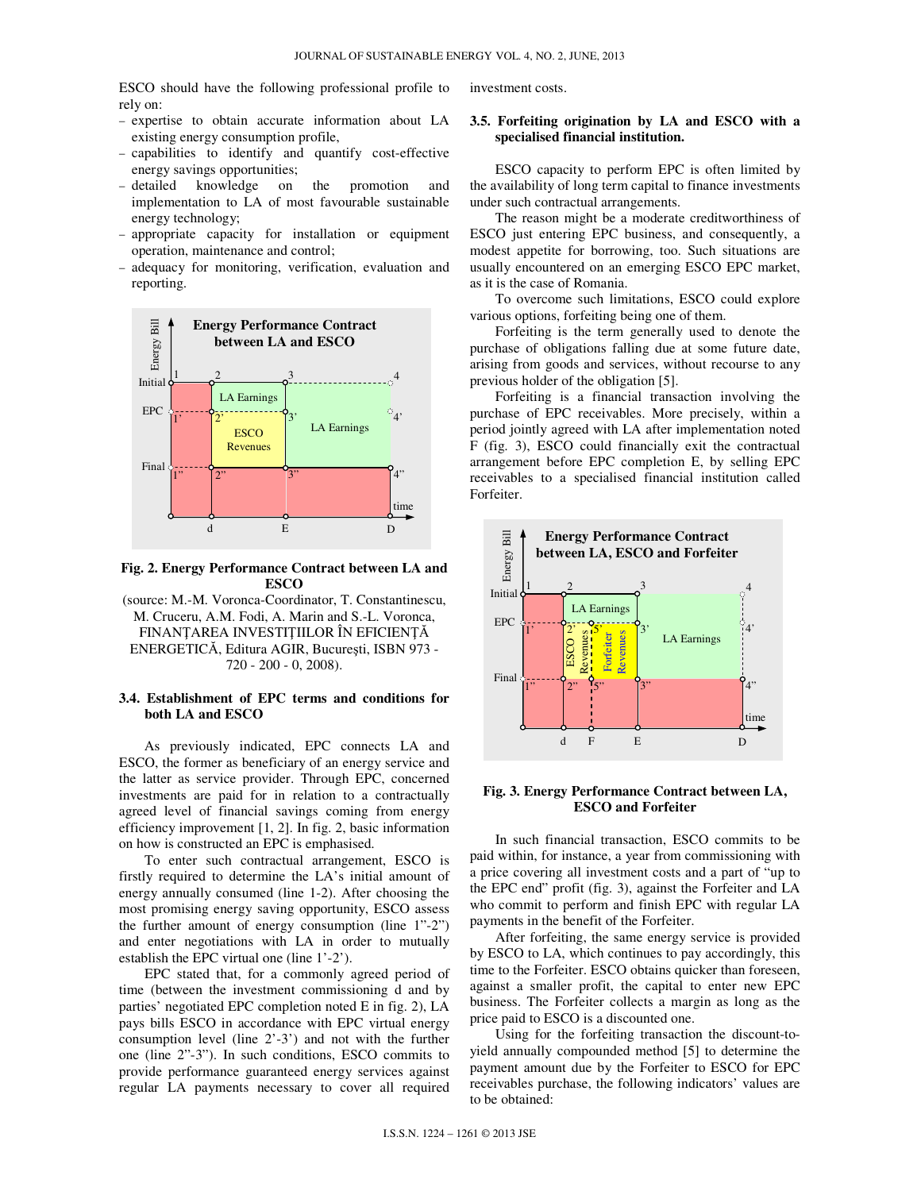ESCO should have the following professional profile to rely on:

- expertise to obtain accurate information about LA existing energy consumption profile,
- capabilities to identify and quantify cost-effective energy savings opportunities;
- detailed knowledge on the promotion and implementation to LA of most favourable sustainable energy technology;
- appropriate capacity for installation or equipment operation, maintenance and control;
- adequacy for monitoring, verification, evaluation and reporting.

**Fig. 2. Energy Performance Contract between LA and ESCO**

(source: M.-M. Voronca-Coordinator, T. Constantinescu, M. Cruceru, A.M. Fodi, A. Marin and S.-L. Voronca, FINANȚAREA INVESTIȚIILOR ÎN EFICIENȚĂ ENERGETICĂ, Editura AGIR, București, ISBN 973 - 720 - 200 - 0, 2008).

### 3.4. Establishment of EPC terms and conditions for both LA and ESCO

As previously indicated, EPC connects LA and ESCO, the former as beneficiary of an energy service and the latter as service provider. Through EPC, concerned investments are paid for in relation to a contractually agreed level of financial savings coming from energy efficiency improvement [1, 2]. In fig. 2, basic information on how is constructed an EPC is emphasised.

To enter such contractual arrangement, ESCO is firstly required to determine the LA's initial amount of energy annually consumed (line 1-2). After choosing the most promising energy saving opportunity, ESCO assess the further amount of energy consumption (line 1"-2") and enter negotiations with LA in order to mutually establish the EPC virtual one (line 1'-2').

EPC stated that, for a commonly agreed period of time (between the investment commissioning d and by parties' negotiated EPC completion noted E in fig. 2), LA pays bills ESCO in accordance with EPC virtual energy consumption level (line 2'-3') and not with the further one (line 2"-3"). In such conditions, ESCO commits to provide performance guaranteed energy services against regular LA payments necessary to cover all required investment costs.

### 3.5. Forfeiting origination by LA and ESCO with a specialised financial institution.

ESCO capacity to perform EPC is often limited by the availability of long term capital to finance investments under such contractual arrangements.

The reason might be a moderate creditworthiness of ESCO just entering EPC business, and consequently, a modest appetite for borrowing, too. Such situations are usually encountered on an emerging ESCO EPC market, as it is the case of Romania.

To overcome such limitations, ESCO could explore various options, forfeiting being one of them.

Forfeiting is the term generally used to denote the purchase of obligations falling due at some future date, arising from goods and services, without recourse to any previous holder of the obligation [5].

Forfeiting is a financial transaction involving the purchase of EPC receivables. More precisely, within a period jointly agreed with LA after implementation noted F (fig. 3), ESCO could financially exit the contractual arrangement before EPC completion E, by selling EPC receivables to a specialised financial institution called Forfeiter.

**Fig. 3. Energy Performance Contract between LA, ESCO and Forfeiter**

In such financial transaction, ESCO commits to be paid within, for instance, a year from commissioning with a price covering all investment costs and a part of "up to the EPC end" profit (fig. 3), against the Forfeiter and LA who commit to perform and finish EPC with regular LA payments in the benefit of the Forfeiter.

After forfeiting, the same energy service is provided by ESCO to LA, which continues to pay accordingly, this time to the Forfeiter. ESCO obtains quicker than foreseen, against a smaller profit, the capital to enter new EPC business. The Forfeiter collects a margin as long as the price paid to ESCO is a discounted one.

Using for the forfeiting transaction the discount-to-yield annually compounded method [5] to determine the payment amount due by the Forfeiter to ESCO for EPC receivables purchase, the following indicators' values are to be obtained: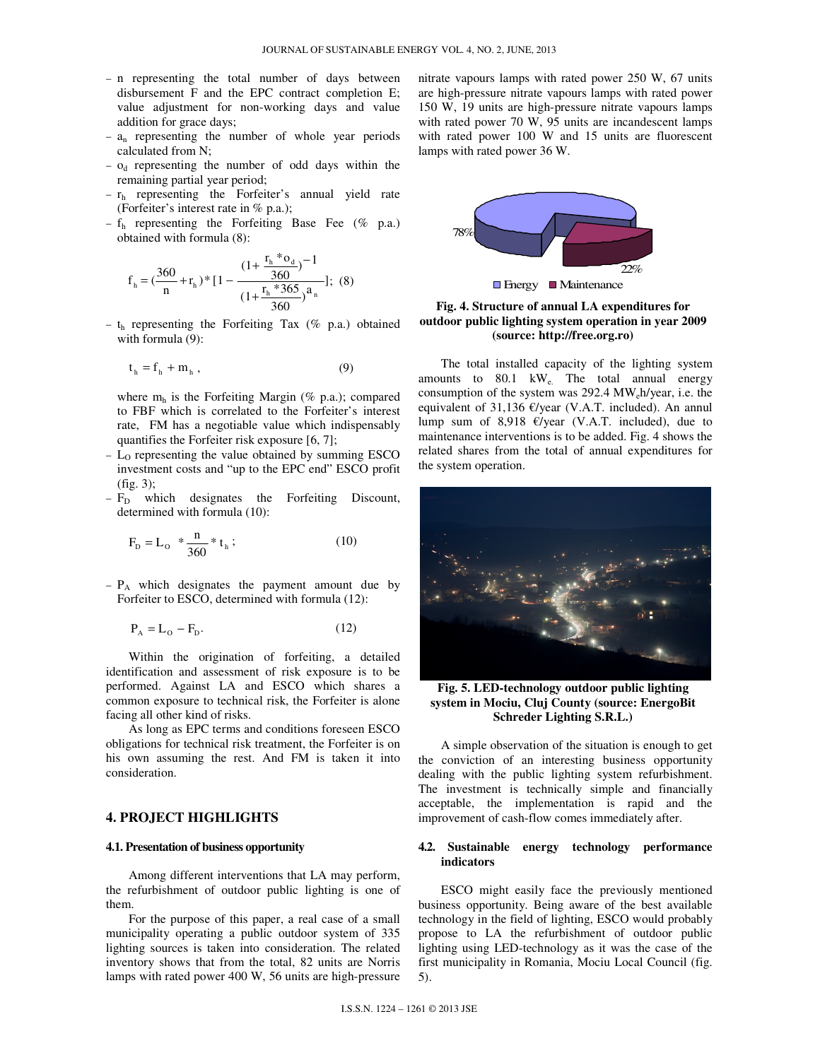- n representing the total number of days between disbursement F and the EPC contract completion E; value adjustment for non-working days and value addition for grace days;
- $a_n$ representing the number of whole year periods calculated from N;
- $o_d$ representing the number of odd days within the remaining partial year period;
- $r_h$ representing the Forfeiter's annual yield rate (Forfeiter's interest rate in % p.a.);
- $f_h$ representing the Forfeiting Base Fee (% p.a.) obtained with formula (8):

$$f_h = \left(\frac{360}{n} + r_h\right) * \left[1 - \frac{\left(1 + \frac{r_h * o_d}{360}\right) - 1}{\left(1 + \frac{r_h * 365}{360}\right)^{a_n}}\right]; \quad (8)$$

- $t_h$ representing the Forfeiting Tax (% p.a.) obtained with formula (9):

$$t_h = f_h + m_h, \quad (9)$$

where $m_h$ is the Forfeiting Margin (% p.a.); compared to FBF which is correlated to the Forfeiter's interest rate, FM has a negotiable value which indispensably quantifies the Forfeiter risk exposure [6, 7];
- $L_O$ representing the value obtained by summing ESCO investment costs and "up to the EPC end" ESCO profit (fig. 3);
- $F_D$ which designates the Forfeiting Discount, determined with formula (10):

$$F_D = L_O * \frac{n}{360} * t_h; \quad (10)$$

- $P_A$ which designates the payment amount due by Forfeiter to ESCO, determined with formula (12):

$$P_A = L_O - F_D. \quad (12)$$

Within the origination of forfeiting, a detailed identification and assessment of risk exposure is to be performed. Against LA and ESCO which shares a common exposure to technical risk, the Forfeiter is alone facing all other kind of risks.

As long as EPC terms and conditions foreseen ESCO obligations for technical risk treatment, the Forfeiter is on his own assuming the rest. And FM is taken it into consideration.

## 4. PROJECT HIGHLIGHTS

### 4.1. Presentation of business opportunity

Among different interventions that LA may perform, the refurbishment of outdoor public lighting is one of them.

For the purpose of this paper, a real case of a small municipality operating a public outdoor system of 335 lighting sources is taken into consideration. The related inventory shows that from the total, 82 units are Norris lamps with rated power 400 W, 56 units are high-pressure nitrate vapours lamps with rated power 250 W, 67 units are high-pressure nitrate vapours lamps with rated power 150 W, 19 units are high-pressure nitrate vapours lamps with rated power 70 W, 95 units are incandescent lamps with rated power 100 W and 15 units are fluorescent lamps with rated power 36 W.

78%
22%
Energy ■ Maintenance

**Fig. 4. Structure of annual LA expenditures for outdoor public lighting system operation in year 2009 (source: http://free.org.ro)**

The total installed capacity of the lighting system amounts to 80.1 $kW_e$. The total annual energy consumption of the system was 292.4 $MW_eh$/year, i.e. the equivalent of 31,136 €/year (V.A.T. included). An annul lump sum of 8,918 €/year (V.A.T. included), due to maintenance interventions is to be added. Fig. 4 shows the related shares from the total of annual expenditures for the system operation.

**Fig. 5. LED-technology outdoor public lighting system in Mociu, Cluj County (source: EnergoBit Schreder Lighting S.R.L.)**

A simple observation of the situation is enough to get the conviction of an interesting business opportunity dealing with the public lighting system refurbishment. The investment is technically simple and financially acceptable, the implementation is rapid and the improvement of cash-flow comes immediately after.

### 4.2. Sustainable energy technology performance indicators

ESCO might easily face the previously mentioned business opportunity. Being aware of the best available technology in the field of lighting, ESCO would probably propose to LA the refurbishment of outdoor public lighting using LED-technology as it was the case of the first municipality in Romania, Mociu Local Council (fig. 5).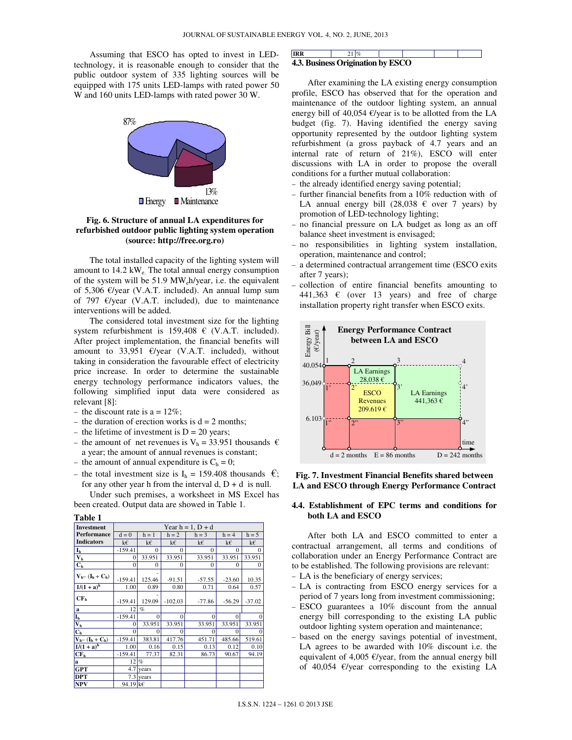Assuming that ESCO has opted to invest in LED-technology, it is reasonable enough to consider that the public outdoor system of 335 lighting sources will be equipped with 175 units LED-lamps with rated power 50 W and 160 units LED-lamps with rated power 30 W.

**Fig. 6. Structure of annual LA expenditures for refurbished outdoor public lighting system operation (source: http://free.org.ro)**

The total installed capacity of the lighting system will amount to 14.2 $kW_e$. The total annual energy consumption of the system will be 51.9 $MW_eh$/year, i.e. the equivalent of 5,306 €/year (V.A.T. included). An annual lump sum of 797 €/year (V.A.T. included), due to maintenance interventions will be added.

The considered total investment size for the lighting system refurbishment is 159,408 € (V.A.T. included). After project implementation, the financial benefits will amount to 33,951 €/year (V.A.T. included), without taking in consideration the favourable effect of electricity price increase. In order to determine the sustainable energy technology performance indicators values, the following simplified input data were considered as relevant [8]:

- the discount rate is a = 12%;
- the duration of erection works is d = 2 months;
- the lifetime of investment is D = 20 years;
- the amount of net revenues is $V_h$ = 33.951 thousands € a year; the amount of annual revenues is constant;
- the amount of annual expenditure is $C_h$ = 0;
- the total investment size is $I_h$ = 159.408 thousands €; for any other year h from the interval d, D + d is null.

Under such premises, a worksheet in MS Excel has been created. Output data are showed in Table 1.

**Table 1**

| Investment Performance Indicators | Year h = 1, D + d | | | | | |
|---|---|---|---|---|---|---|
| | d = 0 | h = 1 | h = 2 | h = 3 | h = 4 | h = 5 |
| | k€ | k€ | k€ | k€ | k€ | k€ |
| $I_h$ | -159.41 | 0 | 0 | 0 | 0 | 0 |
| $V_h$ | 0 | 33.951 | 33.951 | 33.951 | 33.951 | 33.951 |
| $C_h$ | 0 | 0 | 0 | 0 | 0 | 0 |
| $V_h - (I_h + C_h)$ | -159.41 | -125.46 | -91.51 | -57.55 | -23.60 | 10.35 |
| $1/(1 + a)^h$ | 1.00 | 0.89 | 0.80 | 0.71 | 0.64 | 0.57 |
| $CF_h$ | -159.41 | -129.09 | -102.03 | -77.86 | -56.29 | -37.02 |
| a | 12 | % | | | | |
| $I_h$ | -159.41 | 0 | 0 | 0 | 0 | 0 |
| $V_h$ | 0 | 33.951 | 33.951 | 33.951 | 33.951 | 33.951 |
| $C_h$ | 0 | 0 | 0 | 0 | 0 | 0 |
| $V_h - (I_h + C_h)$ | -159.41 | 383.81 | 417.76 | 451.71 | 485.66 | 519.61 |
| $1/(1 + a)^h$ | 1.00 | 0.16 | 0.15 | 0.13 | 0.12 | 0.10 |
| $CF_h$ | -159.41 | 77.37 | 82.31 | 86.73 | 90.67 | 94.19 |
| a | 12 | % | | | | |
| GPT | 4.7 | years | | | | |
| DPT | 7.3 | years | | | | |
| NPV | 94.19 | k€ | | | | |
| IRR | 21 | % | | | | |

### 4.3. Business Origination by ESCO

After examining the LA existing energy consumption profile, ESCO has observed that for the operation and maintenance of the outdoor lighting system, an annual energy bill of 40,054 €/year is to be allotted from the LA budget (fig. 7). Having identified the energy saving opportunity represented by the outdoor lighting system refurbishment (a gross payback of 4.7 years and an internal rate of return of 21%), ESCO will enter discussions with LA in order to propose the overall conditions for a further mutual collaboration:

- the already identified energy saving potential;
- further financial benefits from a 10% reduction with of LA annual energy bill (28,038 € over 7 years) by promotion of LED-technology lighting;
- no financial pressure on LA budget as long as an off balance sheet investment is envisaged;
- no responsibilities in lighting system installation, operation, maintenance and control;
- a determined contractual arrangement time (ESCO exits after 7 years);
- collection of entire financial benefits amounting to 441,363 € (over 13 years) and free of charge installation property right transfer when ESCO exits.

**Fig. 7. Investment Financial Benefits shared between LA and ESCO through Energy Performance Contract**

### 4.4. Establishment of EPC terms and conditions for both LA and ESCO

After both LA and ESCO committed to enter a contractual arrangement, all terms and conditions of collaboration under an Energy Performance Contract are to be established. The following provisions are relevant:

- LA is the beneficiary of energy services;
- LA is contracting from ESCO energy services for a period of 7 years long from investment commissioning;
- ESCO guarantees a 10% discount from the annual energy bill corresponding to the existing LA public outdoor lighting system operation and maintenance;
- based on the energy savings potential of investment, LA agrees to be awarded with 10% discount i.e. the equivalent of 4,005 €/year, from the annual energy bill of 40,054 €/year corresponding to the existing LA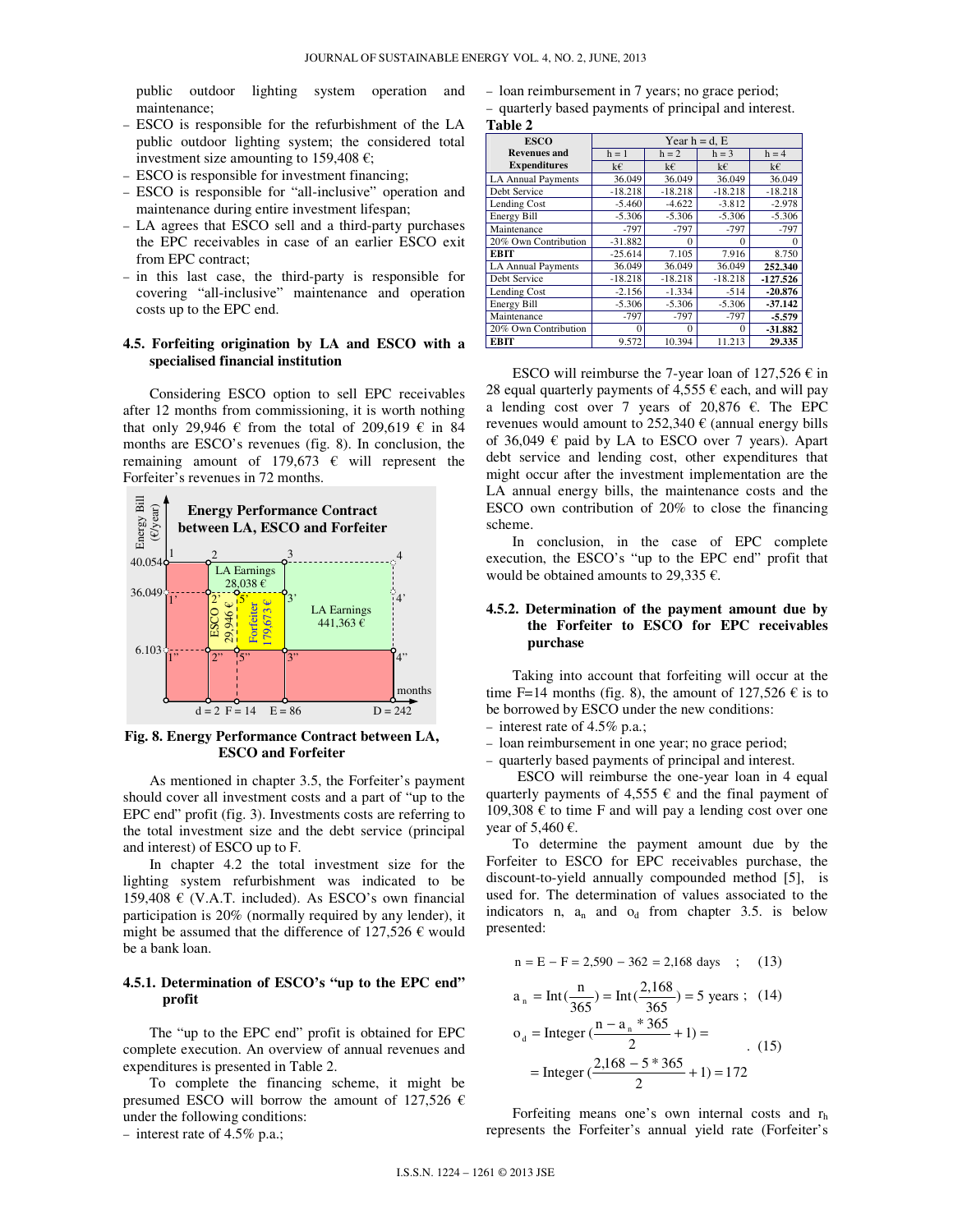public outdoor lighting system operation and maintenance;
- ESCO is responsible for the refurbishment of the LA public outdoor lighting system; the considered total investment size amounting to 159,408 €;
- ESCO is responsible for investment financing;
- ESCO is responsible for "all-inclusive" operation and maintenance during entire investment lifespan;
- LA agrees that ESCO sell and a third-party purchases the EPC receivables in case of an earlier ESCO exit from EPC contract;
- in this last case, the third-party is responsible for covering "all-inclusive" maintenance and operation costs up to the EPC end.

### 4.5. Forfeiting origination by LA and ESCO with a specialised financial institution

Considering ESCO option to sell EPC receivables after 12 months from commissioning, it is worth nothing that only 29,946 € from the total of 209,619 € in 84 months are ESCO's revenues (fig. 8). In conclusion, the remaining amount of 179,673 € will represent the Forfeiter's revenues in 72 months.

**Fig. 8. Energy Performance Contract between LA, ESCO and Forfeiter**

As mentioned in chapter 3.5, the Forfeiter's payment should cover all investment costs and a part of "up to the EPC end" profit (fig. 3). Investments costs are referring to the total investment size and the debt service (principal and interest) of ESCO up to F.

In chapter 4.2 the total investment size for the lighting system refurbishment was indicated to be 159,408 € (V.A.T. included). As ESCO's own financial participation is 20% (normally required by any lender), it might be assumed that the difference of 127,526 € would be a bank loan.

#### 4.5.1. Determination of ESCO's "up to the EPC end" profit

The "up to the EPC end" profit is obtained for EPC complete execution. An overview of annual revenues and expenditures is presented in Table 2.

To complete the financing scheme, it might be presumed ESCO will borrow the amount of 127,526 € under the following conditions:
- interest rate of 4.5% p.a.;
- loan reimbursement in 7 years; no grace period;
- quarterly based payments of principal and interest.

**Table 2**

| ESCO Revenues and Expenditures | Year h = d, E | | | |
|---|---|---|---|---|
| | h = 1 | h = 2 | h = 3 | h = 4 |
| | k€ | k€ | k€ | k€ |
| LA Annual Payments | 36.049 | 36.049 | 36.049 | 36.049 |
| Debt Service | -18.218 | -18.218 | -18.218 | -18.218 |
| Lending Cost | -5.460 | -4.622 | -3.812 | -2.978 |
| Energy Bill | -5.306 | -5.306 | -5.306 | -5.306 |
| Maintenance | -797 | -797 | -797 | -797 |
| 20% Own Contribution | -31.882 | 0 | 0 | 0 |
| **EBIT** | -25.614 | 7.105 | 7.916 | 8.750 |
| LA Annual Payments | 36.049 | 36.049 | 36.049 | **252.340** |
| Debt Service | -18.218 | -18.218 | -18.218 | **-127.526** |
| Lending Cost | -2.156 | -1.334 | -514 | **-20.876** |
| Energy Bill | -5.306 | -5.306 | -5.306 | **-37.142** |
| Maintenance | -797 | -797 | -797 | **-5.579** |
| 20% Own Contribution | 0 | 0 | 0 | **-31.882** |
| **EBIT** | 9.572 | 10.394 | 11.213 | **29.335** |

ESCO will reimburse the 7-year loan of 127,526 € in 28 equal quarterly payments of 4,555 € each, and will pay a lending cost over 7 years of 20,876 €. The EPC revenues would amount to 252,340 € (annual energy bills of 36,049 € paid by LA to ESCO over 7 years). Apart debt service and lending cost, other expenditures that might occur after the investment implementation are the LA annual energy bills, the maintenance costs and the ESCO own contribution of 20% to close the financing scheme.

In conclusion, in the case of EPC complete execution, the ESCO's "up to the EPC end" profit that would be obtained amounts to 29,335 €.

#### 4.5.2. Determination of the payment amount due by the Forfeiter to ESCO for EPC receivables purchase

Taking into account that forfeiting will occur at the time F=14 months (fig. 8), the amount of 127,526 € is to be borrowed by ESCO under the new conditions:
- interest rate of 4.5% p.a.;
- loan reimbursement in one year; no grace period;
- quarterly based payments of principal and interest.

ESCO will reimburse the one-year loan in 4 equal quarterly payments of 4,555 € and the final payment of 109,308 € to time F and will pay a lending cost over one year of 5,460 €.

To determine the payment amount due by the Forfeiter to ESCO for EPC receivables purchase, the discount-to-yield annually compounded method [5], is used for. The determination of values associated to the indicators n, $a_n$ and $o_d$ from chapter 3.5. is below presented:

$$n = E - F = 2{,}590 - 362 = 2{,}168 \text{ days} \quad ; \quad (13)$$

$$a_n = \text{Int}\left(\frac{n}{365}\right) = \text{Int}\left(\frac{2{,}168}{365}\right) = 5 \text{ years} \; ; \quad (14)$$

$$o_d = \text{Integer}\left(\frac{n - a_n * 365}{2} + 1\right) = \text{Integer}\left(\frac{2{,}168 - 5 * 365}{2} + 1\right) = 172 \quad . \quad (15)$$

Forfeiting means one's own internal costs and $r_h$ represents the Forfeiter's annual yield rate (Forfeiter's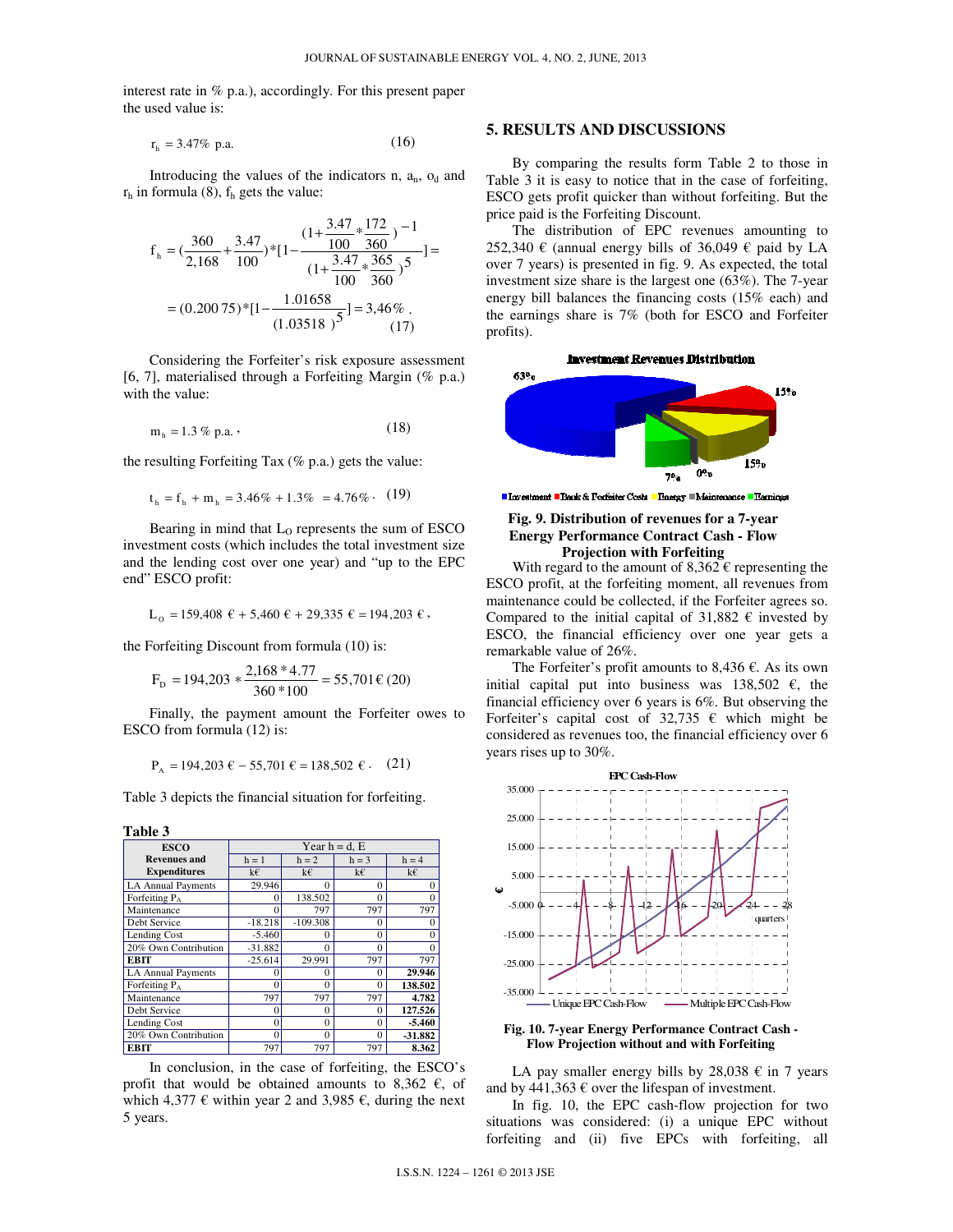interest rate in % p.a.), accordingly. For this present paper the used value is:

$$r_h = 3.47\% \text{ p.a.} \tag{16}$$

Introducing the values of the indicators n, $a_n$, $o_d$ and $r_h$ in formula (8), $f_h$ gets the value:

$$f_h = \left(\frac{360}{2{,}168} + \frac{3.47}{100}\right)*\left[1 - \frac{(1+\frac{3.47}{100}*\frac{172}{360})^{-1}}{(1+\frac{3.47}{100}*\frac{365}{360})^5}\right] =$$

$$= (0.200\,75)*\left[1 - \frac{1.01658}{(1.03518)^5}\right] = 3{,}46\%. \tag{17}$$

Considering the Forfeiter's risk exposure assessment [6, 7], materialised through a Forfeiting Margin (% p.a.) with the value:

$$m_h = 1.3\ \% \text{ p.a.}, \tag{18}$$

the resulting Forfeiting Tax (% p.a.) gets the value:

$$t_h = f_h + m_h = 3.46\% + 1.3\% = 4.76\%. \tag{19}$$

Bearing in mind that $L_O$ represents the sum of ESCO investment costs (which includes the total investment size and the lending cost over one year) and "up to the EPC end" ESCO profit:

$$L_O = 159{,}408\ € + 5{,}460\ € + 29{,}335\ € = 194{,}203\ €,$$

the Forfeiting Discount from formula (10) is:

$$F_D = 194{,}203 * \frac{2{,}168 * 4.77}{360 * 100} = 55{,}701\ € \tag{20}$$

Finally, the payment amount the Forfeiter owes to ESCO from formula (12) is:

$$P_A = 194{,}203\ € - 55{,}701\ € = 138{,}502\ €. \tag{21}$$

Table 3 depicts the financial situation for forfeiting.

**Table 3**

| ESCO Revenues and Expenditures | Year h = d, E | | | |
|---|---|---|---|---|
| | h = 1 | h = 2 | h = 3 | h = 4 |
| | k€ | k€ | k€ | k€ |
| LA Annual Payments | 29.946 | 0 | 0 | 0 |
| Forfeiting $P_A$ | 0 | 138.502 | 0 | 0 |
| Maintenance | 0 | 797 | 797 | 797 |
| Debt Service | -18.218 | -109.308 | 0 | 0 |
| Lending Cost | -5.460 | 0 | 0 | 0 |
| 20% Own Contribution | -31.882 | 0 | 0 | 0 |
| **EBIT** | -25.614 | 29.991 | 797 | 797 |
| LA Annual Payments | 0 | 0 | 0 | **29.946** |
| Forfeiting $P_A$ | 0 | 0 | 0 | **138.502** |
| Maintenance | 797 | 797 | 797 | **4.782** |
| Debt Service | 0 | 0 | 0 | **127.526** |
| Lending Cost | 0 | 0 | 0 | **-5.460** |
| 20% Own Contribution | 0 | 0 | 0 | **-31.882** |
| **EBIT** | 797 | 797 | 797 | **8.362** |

In conclusion, in the case of forfeiting, the ESCO's profit that would be obtained amounts to 8,362 €, of which 4,377 € within year 2 and 3,985 €, during the next 5 years.

## 5. RESULTS AND DISCUSSIONS

By comparing the results form Table 2 to those in Table 3 it is easy to notice that in the case of forfeiting, ESCO gets profit quicker than without forfeiting. But the price paid is the Forfeiting Discount.

The distribution of EPC revenues amounting to 252,340 € (annual energy bills of 36,049 € paid by LA over 7 years) is presented in fig. 9. As expected, the total investment size share is the largest one (63%). The 7-year energy bill balances the financing costs (15% each) and the earnings share is 7% (both for ESCO and Forfeiter profits).

**Fig. 9. Distribution of revenues for a 7-year Energy Performance Contract Cash - Flow Projection with Forfeiting**

With regard to the amount of 8,362 € representing the ESCO profit, at the forfeiting moment, all revenues from maintenance could be collected, if the Forfeiter agrees so. Compared to the initial capital of 31,882 € invested by ESCO, the financial efficiency over one year gets a remarkable value of 26%.

The Forfeiter's profit amounts to 8,436 €. As its own initial capital put into business was 138,502 €, the financial efficiency over 6 years is 6%. But observing the Forfeiter's capital cost of 32,735 € which might be considered as revenues too, the financial efficiency over 6 years rises up to 30%.

**Fig. 10. 7-year Energy Performance Contract Cash - Flow Projection without and with Forfeiting**

LA pay smaller energy bills by 28,038 € in 7 years and by 441,363 € over the lifespan of investment.

In fig. 10, the EPC cash-flow projection for two situations was considered: (i) a unique EPC without forfeiting and (ii) five EPCs with forfeiting, all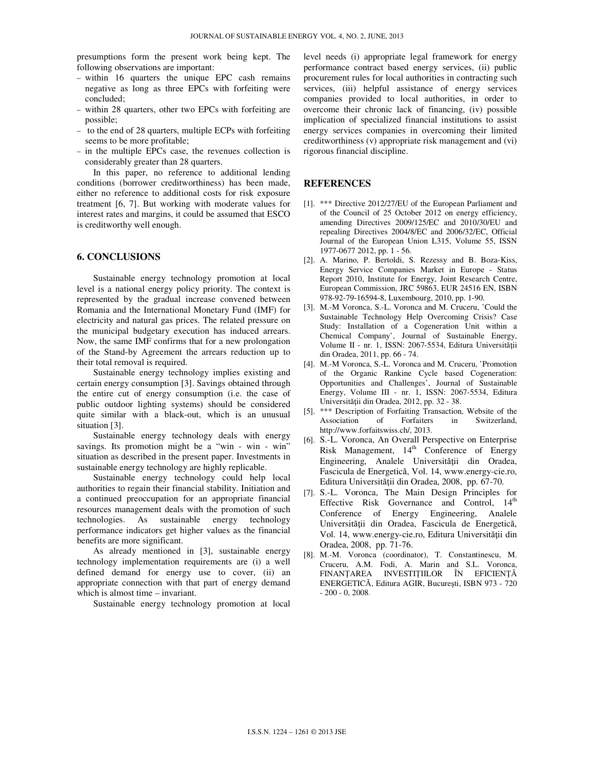presumptions form the present work being kept. The following observations are important:

- within 16 quarters the unique EPC cash remains negative as long as three EPCs with forfeiting were concluded;
- within 28 quarters, other two EPCs with forfeiting are possible;
- to the end of 28 quarters, multiple ECPs with forfeiting seems to be more profitable;
- in the multiple EPCs case, the revenues collection is considerably greater than 28 quarters.

In this paper, no reference to additional lending conditions (borrower creditworthiness) has been made, either no reference to additional costs for risk exposure treatment [6, 7]. But working with moderate values for interest rates and margins, it could be assumed that ESCO is creditworthy well enough.

## 6. CONCLUSIONS

Sustainable energy technology promotion at local level is a national energy policy priority. The context is represented by the gradual increase convened between Romania and the International Monetary Fund (IMF) for electricity and natural gas prices. The related pressure on the municipal budgetary execution has induced arrears. Now, the same IMF confirms that for a new prolongation of the Stand-by Agreement the arrears reduction up to their total removal is required.

Sustainable energy technology implies existing and certain energy consumption [3]. Savings obtained through the entire cut of energy consumption (i.e. the case of public outdoor lighting systems) should be considered quite similar with a black-out, which is an unusual situation [3].

Sustainable energy technology deals with energy savings. Its promotion might be a "win - win - win" situation as described in the present paper. Investments in sustainable energy technology are highly replicable.

Sustainable energy technology could help local authorities to regain their financial stability. Initiation and a continued preoccupation for an appropriate financial resources management deals with the promotion of such technologies. As sustainable energy technology performance indicators get higher values as the financial benefits are more significant.

As already mentioned in [3], sustainable energy technology implementation requirements are (i) a well defined demand for energy use to cover, (ii) an appropriate connection with that part of energy demand which is almost time – invariant.

Sustainable energy technology promotion at local level needs (i) appropriate legal framework for energy performance contract based energy services, (ii) public procurement rules for local authorities in contracting such services, (iii) helpful assistance of energy services companies provided to local authorities, in order to overcome their chronic lack of financing, (iv) possible implication of specialized financial institutions to assist energy services companies in overcoming their limited creditworthiness (v) appropriate risk management and (vi) rigorous financial discipline.

## REFERENCES

[1]. *** Directive 2012/27/EU of the European Parliament and of the Council of 25 October 2012 on energy efficiency, amending Directives 2009/125/EC and 2010/30/EU and repealing Directives 2004/8/EC and 2006/32/EC, Official Journal of the European Union L315, Volume 55, ISSN 1977-0677 2012, pp. 1 - 56.

[2]. A. Marino, P. Bertoldi, S. Rezessy and B. Boza-Kiss, Energy Service Companies Market in Europe - Status Report 2010, Institute for Energy, Joint Research Centre, European Commission, JRC 59863, EUR 24516 EN, ISBN 978-92-79-16594-8, Luxembourg, 2010, pp. 1-90.

[3]. M.-M Voronca, S.-L. Voronca and M. Cruceru, 'Could the Sustainable Technology Help Overcoming Crisis? Case Study: Installation of a Cogeneration Unit within a Chemical Company', Journal of Sustainable Energy, Volume II - nr. 1, ISSN: 2067-5534, Editura Universităţii din Oradea, 2011, pp. 66 - 74.

[4]. M.-M Voronca, S.-L. Voronca and M. Cruceru, 'Promotion of the Organic Rankine Cycle based Cogeneration: Opportunities and Challenges', Journal of Sustainable Energy, Volume III - nr. 1, ISSN: 2067-5534, Editura Universităţii din Oradea, 2012, pp. 32 - 38.

[5]. *** Description of Forfaiting Transaction, Website of the Association of Forfaiters in Switzerland, http://www.forfaitswiss.ch/, 2013.

[6]. S.-L. Voronca, An Overall Perspective on Enterprise Risk Management, 14th Conference of Energy Engineering, Analele Universităţii din Oradea, Fascicula de Energetică, Vol. 14, www.energy-cie.ro, Editura Universităţii din Oradea, 2008, pp. 67-70.

[7]. S.-L. Voronca, The Main Design Principles for Effective Risk Governance and Control, 14th Conference of Energy Engineering, Analele Universităţii din Oradea, Fascicula de Energetică, Vol. 14, www.energy-cie.ro, Editura Universităţii din Oradea, 2008, pp. 71-76.

[8]. M.-M. Voronca (coordinator), T. Constantinescu, M. Cruceru, A.M. Fodi, A. Marin and S.L. Voronca, FINANŢAREA INVESTIŢIILOR ÎN EFICIENŢĂ ENERGETICĂ, Editura AGIR, Bucureşti, ISBN 973 - 720 - 200 - 0, 2008.